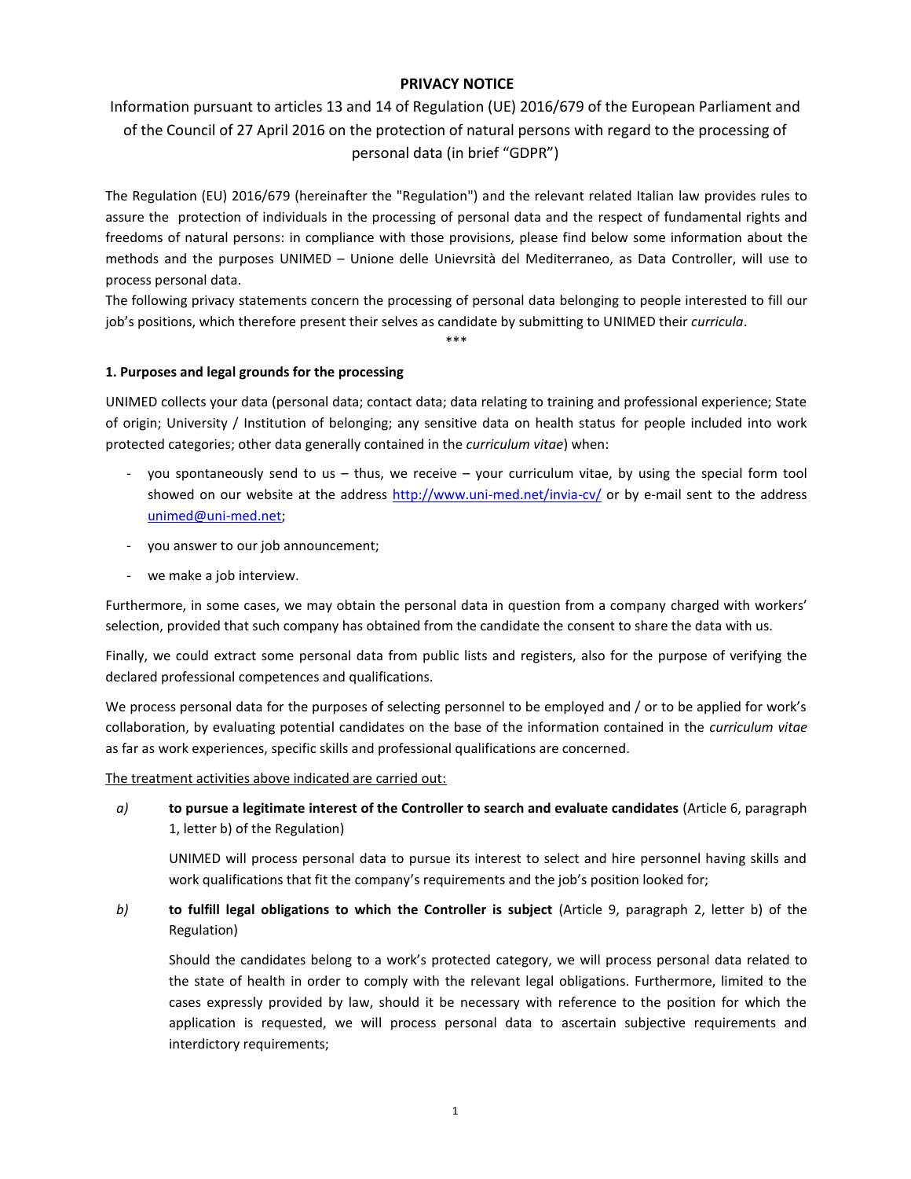# PRIVACY NOTICE

Information pursuant to articles 13 and 14 of Regulation (UE) 2016/679 of the European Parliament and of the Council of 27 April 2016 on the protection of natural persons with regard to the processing of personal data (in brief "GDPR")

The Regulation (EU) 2016/679 (hereinafter the "Regulation") and the relevant related Italian law provides rules to assure the protection of individuals in the processing of personal data and the respect of fundamental rights and freedoms of natural persons: in compliance with those provisions, please find below some information about the methods and the purposes UNIMED – Unione delle Unievrsità del Mediterraneo, as Data Controller, will use to process personal data.

The following privacy statements concern the processing of personal data belonging to people interested to fill our job's positions, which therefore present their selves as candidate by submitting to UNIMED their *curricula*.

\*\*\*

**1. Purposes and legal grounds for the processing**

UNIMED collects your data (personal data; contact data; data relating to training and professional experience; State of origin; University / Institution of belonging; any sensitive data on health status for people included into work protected categories; other data generally contained in the *curriculum vitae*) when:

- you spontaneously send to us – thus, we receive – your curriculum vitae, by using the special form tool showed on our website at the address http://www.uni-med.net/invia-cv/ or by e-mail sent to the address unimed@uni-med.net;
- you answer to our job announcement;
- we make a job interview.

Furthermore, in some cases, we may obtain the personal data in question from a company charged with workers' selection, provided that such company has obtained from the candidate the consent to share the data with us.

Finally, we could extract some personal data from public lists and registers, also for the purpose of verifying the declared professional competences and qualifications.

We process personal data for the purposes of selecting personnel to be employed and / or to be applied for work's collaboration, by evaluating potential candidates on the base of the information contained in the *curriculum vitae* as far as work experiences, specific skills and professional qualifications are concerned.

<u>The treatment activities above indicated are carried out:</u>

*a)* **to pursue a legitimate interest of the Controller to search and evaluate candidates** (Article 6, paragraph 1, letter b) of the Regulation)

UNIMED will process personal data to pursue its interest to select and hire personnel having skills and work qualifications that fit the company's requirements and the job's position looked for;

*b)* **to fulfill legal obligations to which the Controller is subject** (Article 9, paragraph 2, letter b) of the Regulation)

Should the candidates belong to a work's protected category, we will process personal data related to the state of health in order to comply with the relevant legal obligations. Furthermore, limited to the cases expressly provided by law, should it be necessary with reference to the position for which the application is requested, we will process personal data to ascertain subjective requirements and interdictory requirements;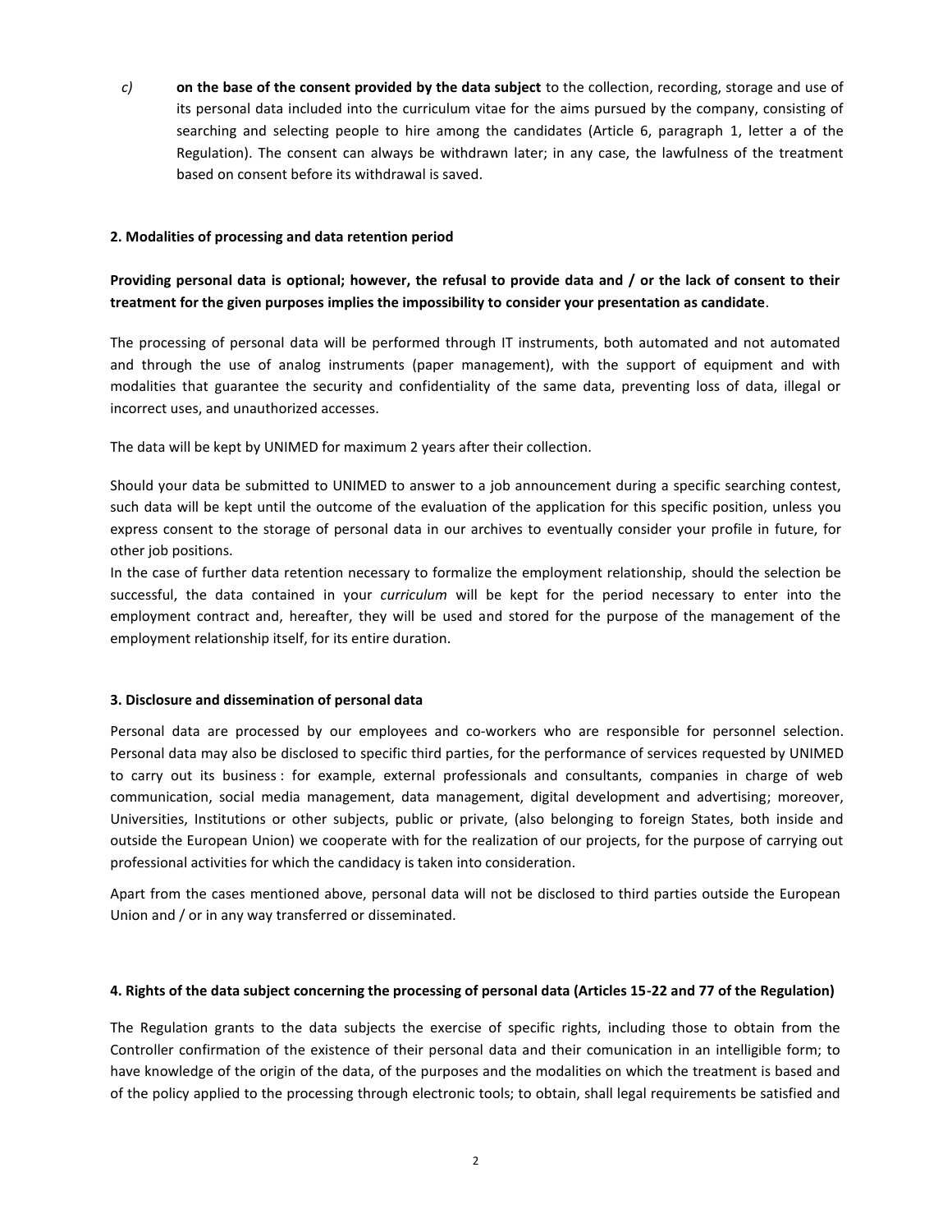*c)* **on the base of the consent provided by the data subject** to the collection, recording, storage and use of its personal data included into the curriculum vitae for the aims pursued by the company, consisting of searching and selecting people to hire among the candidates (Article 6, paragraph 1, letter a of the Regulation). The consent can always be withdrawn later; in any case, the lawfulness of the treatment based on consent before its withdrawal is saved.

### 2. Modalities of processing and data retention period

**Providing personal data is optional; however, the refusal to provide data and / or the lack of consent to their treatment for the given purposes implies the impossibility to consider your presentation as candidate**.

The processing of personal data will be performed through IT instruments, both automated and not automated and through the use of analog instruments (paper management), with the support of equipment and with modalities that guarantee the security and confidentiality of the same data, preventing loss of data, illegal or incorrect uses, and unauthorized accesses.

The data will be kept by UNIMED for maximum 2 years after their collection.

Should your data be submitted to UNIMED to answer to a job announcement during a specific searching contest, such data will be kept until the outcome of the evaluation of the application for this specific position, unless you express consent to the storage of personal data in our archives to eventually consider your profile in future, for other job positions.
In the case of further data retention necessary to formalize the employment relationship, should the selection be successful, the data contained in your *curriculum* will be kept for the period necessary to enter into the employment contract and, hereafter, they will be used and stored for the purpose of the management of the employment relationship itself, for its entire duration.

### 3. Disclosure and dissemination of personal data

Personal data are processed by our employees and co-workers who are responsible for personnel selection. Personal data may also be disclosed to specific third parties, for the performance of services requested by UNIMED to carry out its business : for example, external professionals and consultants, companies in charge of web communication, social media management, data management, digital development and advertising; moreover, Universities, Institutions or other subjects, public or private, (also belonging to foreign States, both inside and outside the European Union) we cooperate with for the realization of our projects, for the purpose of carrying out professional activities for which the candidacy is taken into consideration.

Apart from the cases mentioned above, personal data will not be disclosed to third parties outside the European Union and / or in any way transferred or disseminated.

### 4. Rights of the data subject concerning the processing of personal data (Articles 15-22 and 77 of the Regulation)

The Regulation grants to the data subjects the exercise of specific rights, including those to obtain from the Controller confirmation of the existence of their personal data and their comunication in an intelligible form; to have knowledge of the origin of the data, of the purposes and the modalities on which the treatment is based and of the policy applied to the processing through electronic tools; to obtain, shall legal requirements be satisfied and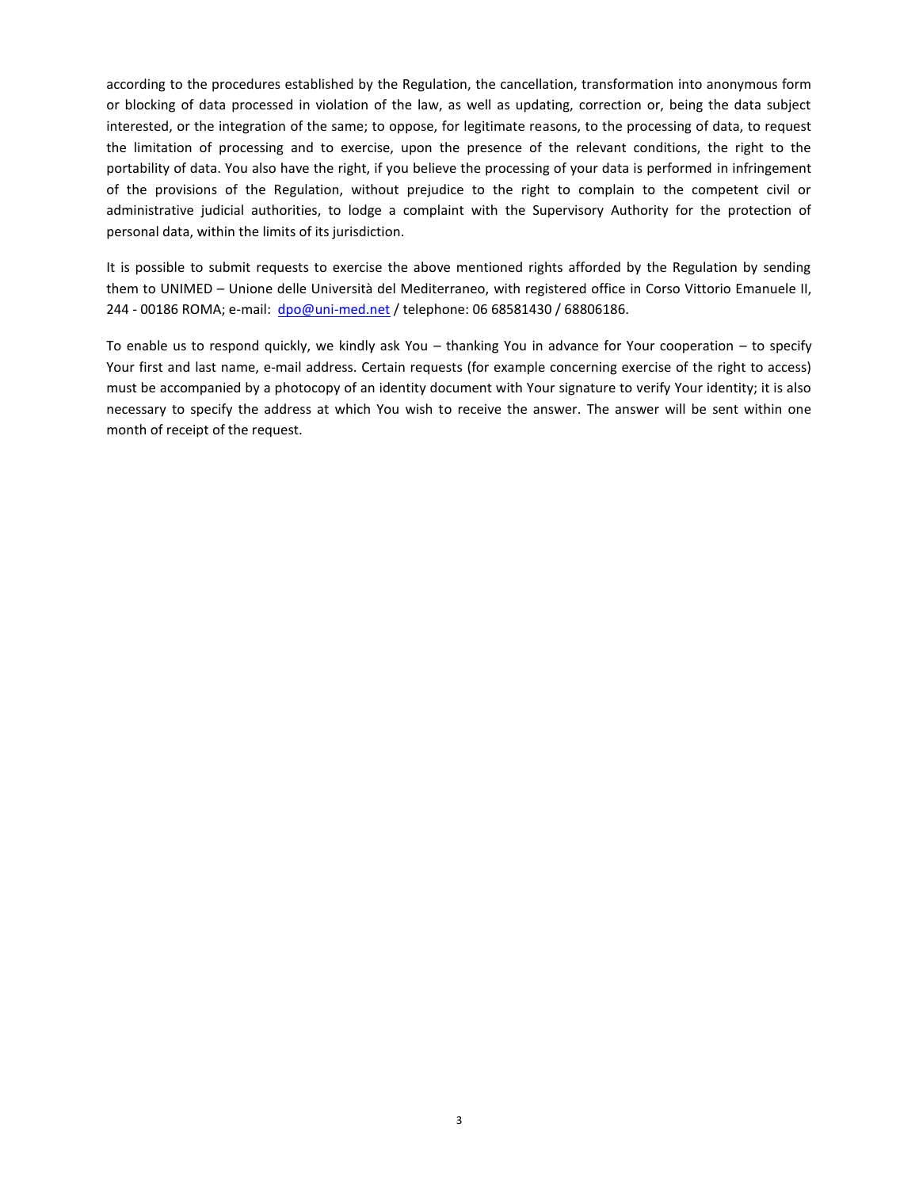according to the procedures established by the Regulation, the cancellation, transformation into anonymous form or blocking of data processed in violation of the law, as well as updating, correction or, being the data subject interested, or the integration of the same; to oppose, for legitimate reasons, to the processing of data, to request the limitation of processing and to exercise, upon the presence of the relevant conditions, the right to the portability of data. You also have the right, if you believe the processing of your data is performed in infringement of the provisions of the Regulation, without prejudice to the right to complain to the competent civil or administrative judicial authorities, to lodge a complaint with the Supervisory Authority for the protection of personal data, within the limits of its jurisdiction.

It is possible to submit requests to exercise the above mentioned rights afforded by the Regulation by sending them to UNIMED – Unione delle Università del Mediterraneo, with registered office in Corso Vittorio Emanuele II, 244 - 00186 ROMA; e-mail: dpo@uni-med.net / telephone: 06 68581430 / 68806186.

To enable us to respond quickly, we kindly ask You – thanking You in advance for Your cooperation – to specify Your first and last name, e-mail address. Certain requests (for example concerning exercise of the right to access) must be accompanied by a photocopy of an identity document with Your signature to verify Your identity; it is also necessary to specify the address at which You wish to receive the answer. The answer will be sent within one month of receipt of the request.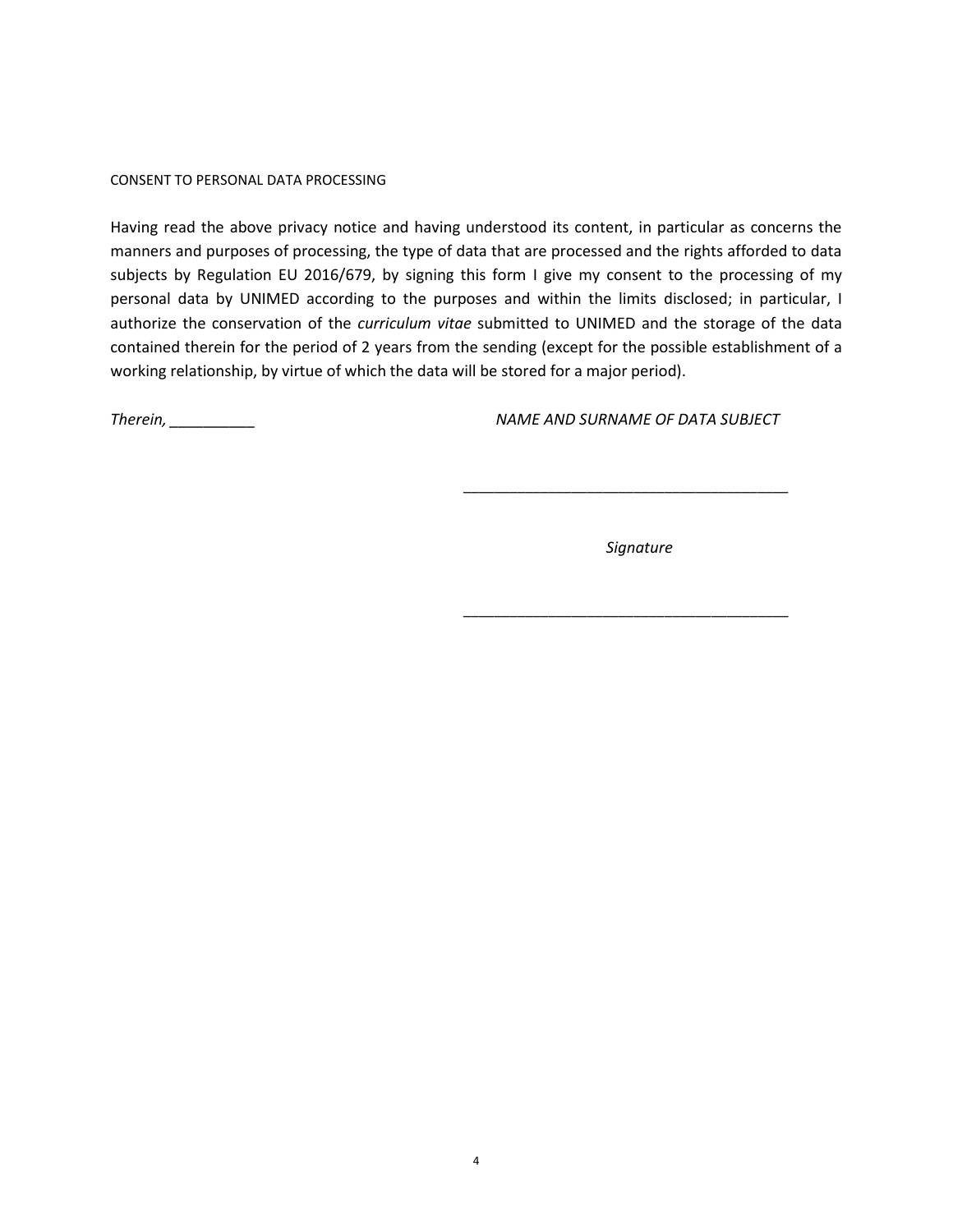CONSENT TO PERSONAL DATA PROCESSING

Having read the above privacy notice and having understood its content, in particular as concerns the manners and purposes of processing, the type of data that are processed and the rights afforded to data subjects by Regulation EU 2016/679, by signing this form I give my consent to the processing of my personal data by UNIMED according to the purposes and within the limits disclosed; in particular, I authorize the conservation of the *curriculum vitae* submitted to UNIMED and the storage of the data contained therein for the period of 2 years from the sending (except for the possible establishment of a working relationship, by virtue of which the data will be stored for a major period).

*Therein, __________*

*NAME AND SURNAME OF DATA SUBJECT*

_______________________________________

*Signature*

_______________________________________